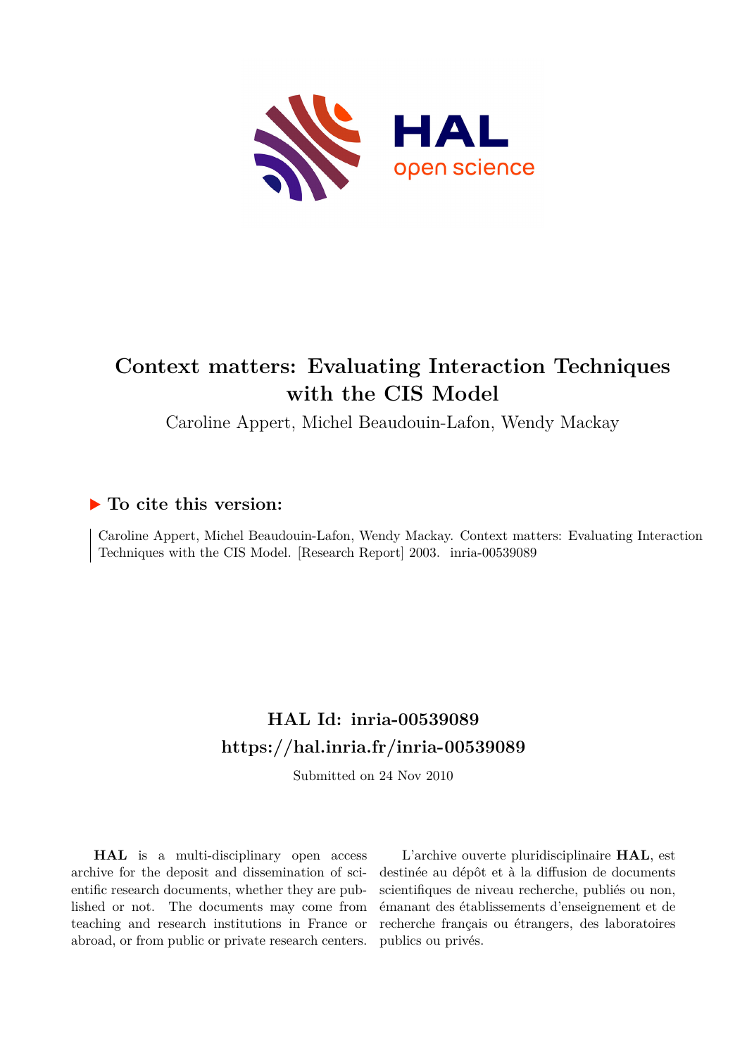# Context matters: Evaluating Interaction Techniques with the CIS Model

Caroline Appert, Michel Beaudouin-Lafon, Wendy Mackay

## ▶ To cite this version:

Caroline Appert, Michel Beaudouin-Lafon, Wendy Mackay. Context matters: Evaluating Interaction Techniques with the CIS Model. [Research Report] 2003. inria-00539089

## HAL Id: inria-00539089
## https://hal.inria.fr/inria-00539089

Submitted on 24 Nov 2010

**HAL** is a multi-disciplinary open access archive for the deposit and dissemination of scientific research documents, whether they are published or not. The documents may come from teaching and research institutions in France or abroad, or from public or private research centers.

L'archive ouverte pluridisciplinaire **HAL**, est destinée au dépôt et à la diffusion de documents scientifiques de niveau recherche, publiés ou non, émanant des établissements d'enseignement et de recherche français ou étrangers, des laboratoires publics ou privés.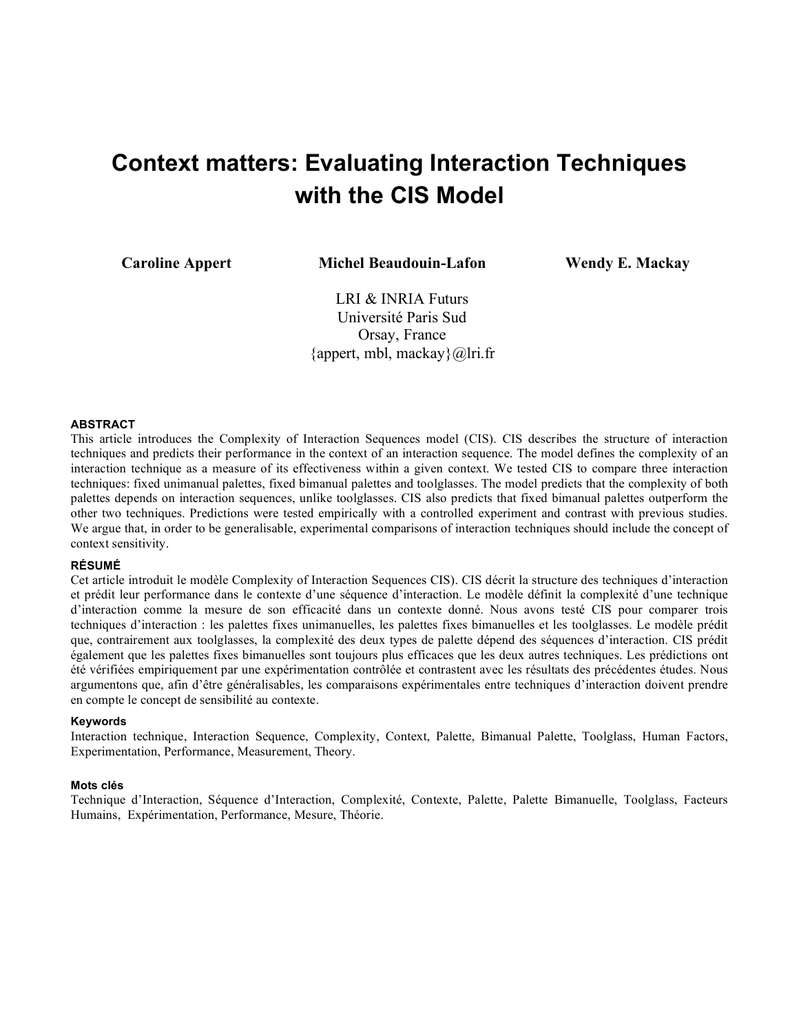# Context matters: Evaluating Interaction Techniques with the CIS Model

**Caroline Appert** **Michel Beaudouin-Lafon** **Wendy E. Mackay**

LRI & INRIA Futurs
Université Paris Sud
Orsay, France
{appert, mbl, mackay}@lri.fr

### ABSTRACT

This article introduces the Complexity of Interaction Sequences model (CIS). CIS describes the structure of interaction techniques and predicts their performance in the context of an interaction sequence. The model defines the complexity of an interaction technique as a measure of its effectiveness within a given context. We tested CIS to compare three interaction techniques: fixed unimanual palettes, fixed bimanual palettes and toolglasses. The model predicts that the complexity of both palettes depends on interaction sequences, unlike toolglasses. CIS also predicts that fixed bimanual palettes outperform the other two techniques. Predictions were tested empirically with a controlled experiment and contrast with previous studies. We argue that, in order to be generalisable, experimental comparisons of interaction techniques should include the concept of context sensitivity.

### RÉSUMÉ

Cet article introduit le modèle Complexity of Interaction Sequences CIS). CIS décrit la structure des techniques d'interaction et prédit leur performance dans le contexte d'une séquence d'interaction. Le modèle définit la complexité d'une technique d'interaction comme la mesure de son efficacité dans un contexte donné. Nous avons testé CIS pour comparer trois techniques d'interaction : les palettes fixes unimanuelles, les palettes fixes bimanuelles et les toolglasses. Le modèle prédit que, contrairement aux toolglasses, la complexité des deux types de palette dépend des séquences d'interaction. CIS prédit également que les palettes fixes bimanuelles sont toujours plus efficaces que les deux autres techniques. Les prédictions ont été vérifiées empiriquement par une expérimentation contrôlée et contrastent avec les résultats des précédentes études. Nous argumentons que, afin d'être généralisables, les comparaisons expérimentales entre techniques d'interaction doivent prendre en compte le concept de sensibilité au contexte.

### Keywords

Interaction technique, Interaction Sequence, Complexity, Context, Palette, Bimanual Palette, Toolglass, Human Factors, Experimentation, Performance, Measurement, Theory.

### Mots clés

Technique d'Interaction, Séquence d'Interaction, Complexité, Contexte, Palette, Palette Bimanuelle, Toolglass, Facteurs Humains, Expérimentation, Performance, Mesure, Théorie.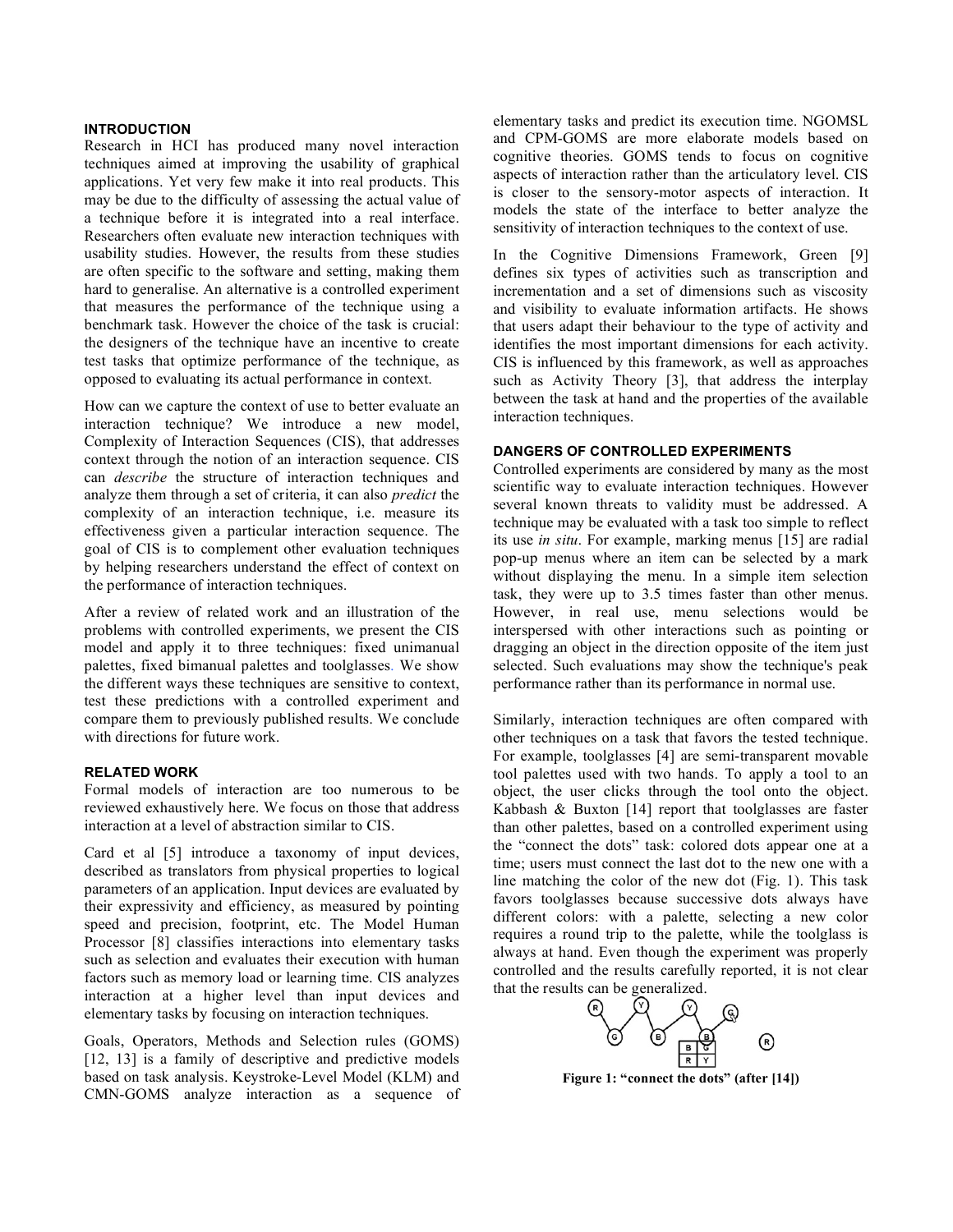## INTRODUCTION

Research in HCI has produced many novel interaction techniques aimed at improving the usability of graphical applications. Yet very few make it into real products. This may be due to the difficulty of assessing the actual value of a technique before it is integrated into a real interface. Researchers often evaluate new interaction techniques with usability studies. However, the results from these studies are often specific to the software and setting, making them hard to generalise. An alternative is a controlled experiment that measures the performance of the technique using a benchmark task. However the choice of the task is crucial: the designers of the technique have an incentive to create test tasks that optimize performance of the technique, as opposed to evaluating its actual performance in context.

How can we capture the context of use to better evaluate an interaction technique? We introduce a new model, Complexity of Interaction Sequences (CIS), that addresses context through the notion of an interaction sequence. CIS can *describe* the structure of interaction techniques and analyze them through a set of criteria, it can also *predict* the complexity of an interaction technique, i.e. measure its effectiveness given a particular interaction sequence. The goal of CIS is to complement other evaluation techniques by helping researchers understand the effect of context on the performance of interaction techniques.

After a review of related work and an illustration of the problems with controlled experiments, we present the CIS model and apply it to three techniques: fixed unimanual palettes, fixed bimanual palettes and toolglasses. We show the different ways these techniques are sensitive to context, test these predictions with a controlled experiment and compare them to previously published results. We conclude with directions for future work.

## RELATED WORK

Formal models of interaction are too numerous to be reviewed exhaustively here. We focus on those that address interaction at a level of abstraction similar to CIS.

Card et al [5] introduce a taxonomy of input devices, described as translators from physical properties to logical parameters of an application. Input devices are evaluated by their expressivity and efficiency, as measured by pointing speed and precision, footprint, etc. The Model Human Processor [8] classifies interactions into elementary tasks such as selection and evaluates their execution with human factors such as memory load or learning time. CIS analyzes interaction at a higher level than input devices and elementary tasks by focusing on interaction techniques.

Goals, Operators, Methods and Selection rules (GOMS) [12, 13] is a family of descriptive and predictive models based on task analysis. Keystroke-Level Model (KLM) and CMN-GOMS analyze interaction as a sequence of elementary tasks and predict its execution time. NGOMSL and CPM-GOMS are more elaborate models based on cognitive theories. GOMS tends to focus on cognitive aspects of interaction rather than the articulatory level. CIS is closer to the sensory-motor aspects of interaction. It models the state of the interface to better analyze the sensitivity of interaction techniques to the context of use.

In the Cognitive Dimensions Framework, Green [9] defines six types of activities such as transcription and incrementation and a set of dimensions such as viscosity and visibility to evaluate information artifacts. He shows that users adapt their behaviour to the type of activity and identifies the most important dimensions for each activity. CIS is influenced by this framework, as well as approaches such as Activity Theory [3], that address the interplay between the task at hand and the properties of the available interaction techniques.

## DANGERS OF CONTROLLED EXPERIMENTS

Controlled experiments are considered by many as the most scientific way to evaluate interaction techniques. However several known threats to validity must be addressed. A technique may be evaluated with a task too simple to reflect its use *in situ*. For example, marking menus [15] are radial pop-up menus where an item can be selected by a mark without displaying the menu. In a simple item selection task, they were up to 3.5 times faster than other menus. However, in real use, menu selections would be interspersed with other interactions such as pointing or dragging an object in the direction opposite of the item just selected. Such evaluations may show the technique's peak performance rather than its performance in normal use.

Similarly, interaction techniques are often compared with other techniques on a task that favors the tested technique. For example, toolglasses [4] are semi-transparent movable tool palettes used with two hands. To apply a tool to an object, the user clicks through the tool onto the object. Kabbash & Buxton [14] report that toolglasses are faster than other palettes, based on a controlled experiment using the "connect the dots" task: colored dots appear one at a time; users must connect the last dot to the new one with a line matching the color of the new dot (Fig. 1). This task favors toolglasses because successive dots always have different colors: with a palette, selecting a new color requires a round trip to the palette, while the toolglass is always at hand. Even though the experiment was properly controlled and the results carefully reported, it is not clear that the results can be generalized.

**Figure 1: "connect the dots" (after [14])**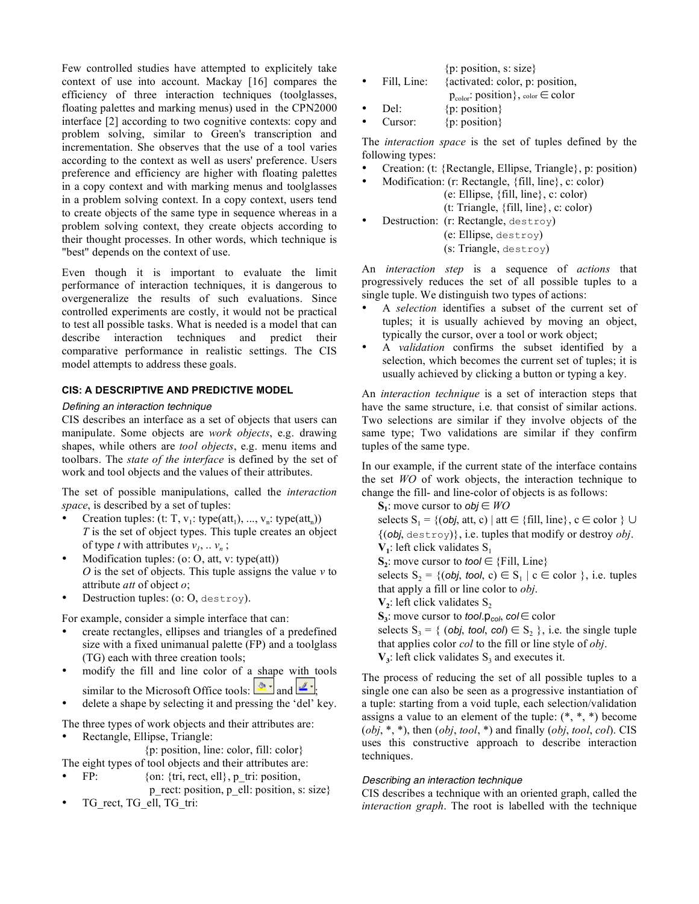Few controlled studies have attempted to explicitely take context of use into account. Mackay [16] compares the efficiency of three interaction techniques (toolglasses, floating palettes and marking menus) used in the CPN2000 interface [2] according to two cognitive contexts: copy and problem solving, similar to Green's transcription and incrementation. She observes that the use of a tool varies according to the context as well as users' preference. Users preference and efficiency are higher with floating palettes in a copy context and with marking menus and toolglasses in a problem solving context. In a copy context, users tend to create objects of the same type in sequence whereas in a problem solving context, they create objects according to their thought processes. In other words, which technique is "best" depends on the context of use.

Even though it is important to evaluate the limit performance of interaction techniques, it is dangerous to overgeneralize the results of such evaluations. Since controlled experiments are costly, it would not be practical to test all possible tasks. What is needed is a model that can describe interaction techniques and predict their comparative performance in realistic settings. The CIS model attempts to address these goals.

## CIS: A DESCRIPTIVE AND PREDICTIVE MODEL

### *Defining an interaction technique*

CIS describes an interface as a set of objects that users can manipulate. Some objects are *work objects*, e.g. drawing shapes, while others are *tool objects*, e.g. menu items and toolbars. The *state of the interface* is defined by the set of work and tool objects and the values of their attributes.

The set of possible manipulations, called the *interaction space*, is described by a set of tuples:

- Creation tuples: (t: T, $v_1$: type($att_1$), ..., $v_n$: type($att_n$))
  *T* is the set of object types. This tuple creates an object of type *t* with attributes $v_1$, .. $v_n$ ;
- Modification tuples: (o: O, att, v: type(att))
  *O* is the set of objects. This tuple assigns the value *v* to attribute *att* of object *o*;
- Destruction tuples: (o: O, `destroy`).

For example, consider a simple interface that can:

- create rectangles, ellipses and triangles of a predefined size with a fixed unimanual palette (FP) and a toolglass (TG) each with three creation tools;
- modify the fill and line color of a shape with tools similar to the Microsoft Office tools: [fill icon] and [line icon];
- delete a shape by selecting it and pressing the 'del' key.

The three types of work objects and their attributes are:

- Rectangle, Ellipse, Triangle:
  {p: position, line: color, fill: color}

The eight types of tool objects and their attributes are:

- FP: {on: {tri, rect, ell}, p_tri: position, p_rect: position, p_ell: position, s: size}
- TG_rect, TG_ell, TG_tri: {p: position, s: size}
- Fill, Line: {activated: color, p: position, $p_{color}$: position}, $_{color} \in$ color
- Del: {p: position}
- Cursor: {p: position}

The *interaction space* is the set of tuples defined by the following types:

- Creation: (t: {Rectangle, Ellipse, Triangle}, p: position)
- Modification: (r: Rectangle, {fill, line}, c: color)
  (e: Ellipse, {fill, line}, c: color)
  (t: Triangle, {fill, line}, c: color)
- Destruction: (r: Rectangle, `destroy`)
  (e: Ellipse, `destroy`)
  (s: Triangle, `destroy`)

An *interaction step* is a sequence of *actions* that progressively reduces the set of all possible tuples to a single tuple. We distinguish two types of actions:

- A *selection* identifies a subset of the current set of tuples; it is usually achieved by moving an object, typically the cursor, over a tool or work object;
- A *validation* confirms the subset identified by a selection, which becomes the current set of tuples; it is usually achieved by clicking a button or typing a key.

An *interaction technique* is a set of interaction steps that have the same structure, i.e. that consist of similar actions. Two selections are similar if they involve objects of the same type; Two validations are similar if they confirm tuples of the same type.

In our example, if the current state of the interface contains the set *WO* of work objects, the interaction technique to change the fill- and line-color of objects is as follows:

**$S_1$**: move cursor to *obj* $\in$ *WO*
selects $S_1$ = {(*obj*, att, c) | att $\in$ {fill, line}, c $\in$ color } $\cup$ {(*obj*, `destroy`)}, i.e. tuples that modify or destroy *obj*.
**$V_1$**: left click validates $S_1$
**$S_2$**: move cursor to *tool* $\in$ {Fill, Line}
selects $S_2$ = {(*obj*, *tool*, c) $\in$ $S_1$ | c $\in$ color }, i.e. tuples that apply a fill or line color to *obj*.
**$V_2$**: left click validates $S_2$
**$S_3$**: move cursor to *tool*.$p_{col}$, *col* $\in$ color
selects $S_3$ = { (*obj*, *tool*, *col*) $\in$ $S_2$ }, i.e. the single tuple that applies color *col* to the fill or line style of *obj*.
**$V_3$**: left click validates $S_3$ and executes it.

The process of reducing the set of all possible tuples to a single one can also be seen as a progressive instantiation of a tuple: starting from a void tuple, each selection/validation assigns a value to an element of the tuple: (\*, \*, \*) become (*obj*, \*, \*), then (*obj*, *tool*, \*) and finally (*obj*, *tool*, *col*). CIS uses this constructive approach to describe interaction techniques.

### *Describing an interaction technique*

CIS describes a technique with an oriented graph, called the *interaction graph*. The root is labelled with the technique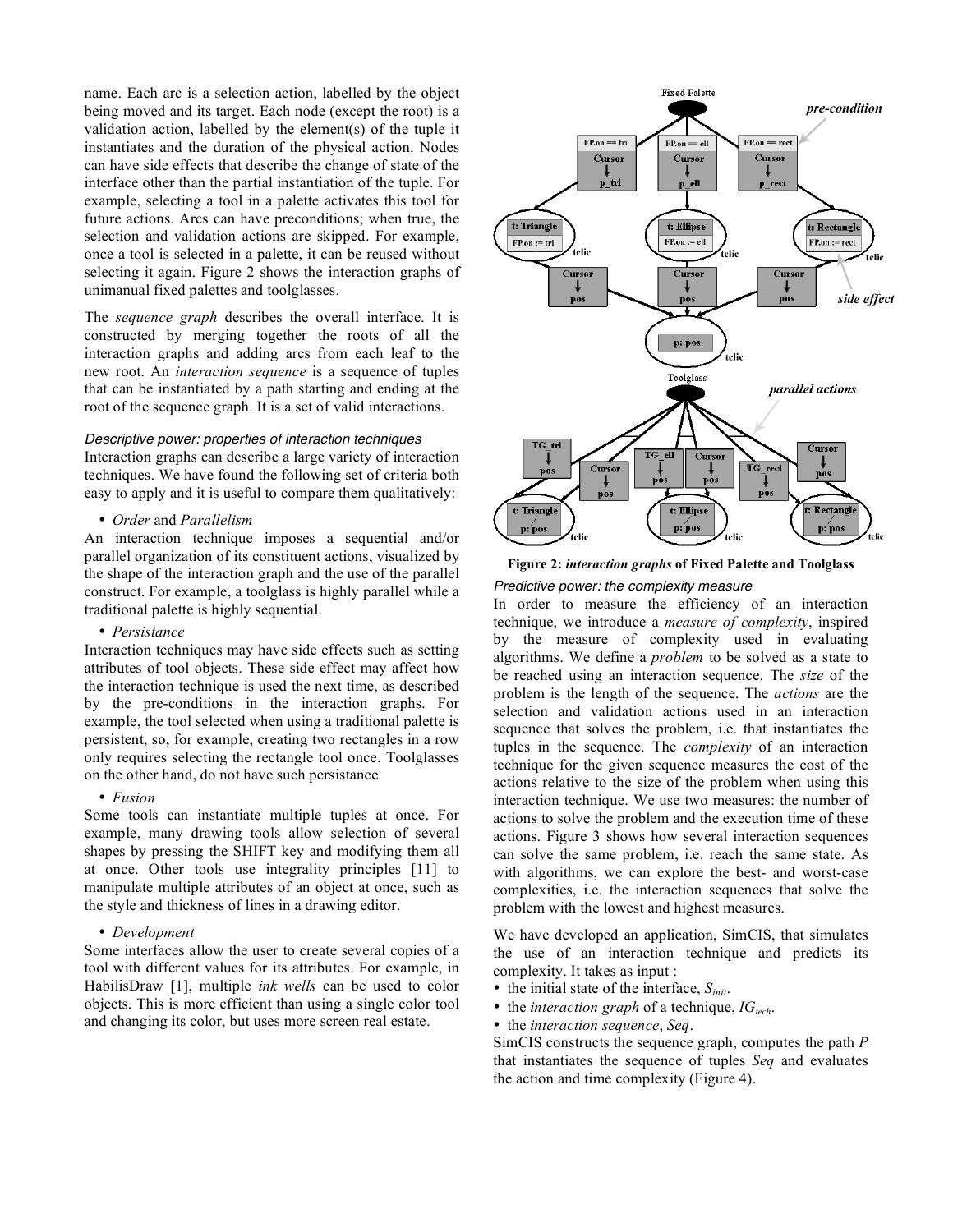name. Each arc is a selection action, labelled by the object being moved and its target. Each node (except the root) is a validation action, labelled by the element(s) of the tuple it instantiates and the duration of the physical action. Nodes can have side effects that describe the change of state of the interface other than the partial instantiation of the tuple. For example, selecting a tool in a palette activates this tool for future actions. Arcs can have preconditions; when true, the selection and validation actions are skipped. For example, once a tool is selected in a palette, it can be reused without selecting it again. Figure 2 shows the interaction graphs of unimanual fixed palettes and toolglasses.

The *sequence graph* describes the overall interface. It is constructed by merging together the roots of all the interaction graphs and adding arcs from each leaf to the new root. An *interaction sequence* is a sequence of tuples that can be instantiated by a path starting and ending at the root of the sequence graph. It is a set of valid interactions.

*Descriptive power: properties of interaction techniques*

Interaction graphs can describe a large variety of interaction techniques. We have found the following set of criteria both easy to apply and it is useful to compare them qualitatively:

- *Order* and *Parallelism*

An interaction technique imposes a sequential and/or parallel organization of its constituent actions, visualized by the shape of the interaction graph and the use of the parallel construct. For example, a toolglass is highly parallel while a traditional palette is highly sequential.

- *Persistance*

Interaction techniques may have side effects such as setting attributes of tool objects. These side effect may affect how the interaction technique is used the next time, as described by the pre-conditions in the interaction graphs. For example, the tool selected when using a traditional palette is persistent, so, for example, creating two rectangles in a row only requires selecting the rectangle tool once. Toolglasses on the other hand, do not have such persistance.

- *Fusion*

Some tools can instantiate multiple tuples at once. For example, many drawing tools allow selection of several shapes by pressing the SHIFT key and modifying them all at once. Other tools use integrality principles [11] to manipulate multiple attributes of an object at once, such as the style and thickness of lines in a drawing editor.

- *Development*

Some interfaces allow the user to create several copies of a tool with different values for its attributes. For example, in HabilisDraw [1], multiple *ink wells* can be used to color objects. This is more efficient than using a single color tool and changing its color, but uses more screen real estate.

**Figure 2:** ***interaction graphs*** **of Fixed Palette and Toolglass**

*Predictive power: the complexity measure*

In order to measure the efficiency of an interaction technique, we introduce a *measure of complexity*, inspired by the measure of complexity used in evaluating algorithms. We define a *problem* to be solved as a state to be reached using an interaction sequence. The *size* of the problem is the length of the sequence. The *actions* are the selection and validation actions used in an interaction sequence that solves the problem, i.e. that instantiates the tuples in the sequence. The *complexity* of an interaction technique for the given sequence measures the cost of the actions relative to the size of the problem when using this interaction technique. We use two measures: the number of actions to solve the problem and the execution time of these actions. Figure 3 shows how several interaction sequences can solve the same problem, i.e. reach the same state. As with algorithms, we can explore the best- and worst-case complexities, i.e. the interaction sequences that solve the problem with the lowest and highest measures.

We have developed an application, SimCIS, that simulates the use of an interaction technique and predicts its complexity. It takes as input :

- the initial state of the interface, $S_{init}$.
- the *interaction graph* of a technique, $IG_{tech}$.
- the *interaction sequence*, *Seq*.

SimCIS constructs the sequence graph, computes the path *P* that instantiates the sequence of tuples *Seq* and evaluates the action and time complexity (Figure 4).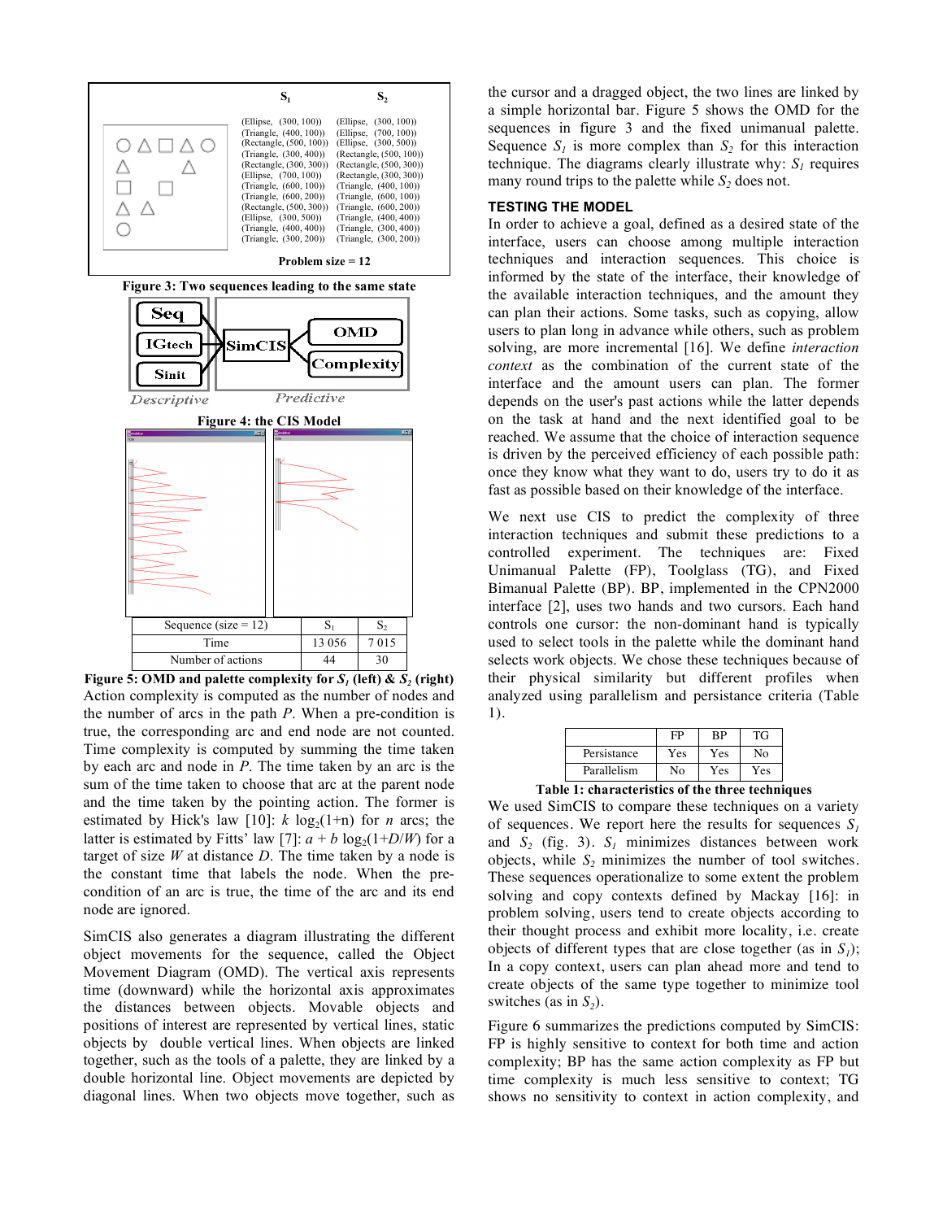| | $S_1$ | $S_2$ |
|---|---|---|
| | (Ellipse, (300, 100)) | (Ellipse, (300, 100)) |
| | (Triangle, (400, 100)) | (Ellipse, (700, 100)) |
| | (Rectangle, (500, 100)) | (Ellipse, (300, 500)) |
| | (Triangle, (300, 400)) | (Rectangle, (500, 100)) |
| | (Rectangle, (300, 300)) | (Rectangle, (500, 300)) |
| | (Ellipse, (700, 100)) | (Rectangle, (300, 300)) |
| | (Triangle, (600, 100)) | (Triangle, (400, 100)) |
| | (Triangle, (600, 200)) | (Triangle, (600, 100)) |
| | (Rectangle, (500, 300)) | (Triangle, (600, 200)) |
| | (Ellipse, (300, 500)) | (Triangle, (400, 400)) |
| | (Triangle, (400, 400)) | (Triangle, (300, 400)) |
| | (Triangle, (300, 200)) | (Triangle, (300, 200)) |

Problem size = 12

**Figure 3: Two sequences leading to the same state**

**Figure 4: the CIS Model**

| Sequence (size = 12) | $S_1$ | $S_2$ |
|---|---|---|
| Time | 13 056 | 7 015 |
| Number of actions | 44 | 30 |

**Figure 5: OMD and palette complexity for $S_1$ (left) & $S_2$ (right)**

Action complexity is computed as the number of nodes and the number of arcs in the path *P*. When a pre-condition is true, the corresponding arc and end node are not counted. Time complexity is computed by summing the time taken by each arc and node in *P*. The time taken by an arc is the sum of the time taken to choose that arc at the parent node and the time taken by the pointing action. The former is estimated by Hick's law [10]: $k \log_2(1{+}n)$ for $n$ arcs; the latter is estimated by Fitts' law [7]: $a + b \log_2(1{+}D/W)$ for a target of size $W$ at distance $D$. The time taken by a node is the constant time that labels the node. When the pre-condition of an arc is true, the time of the arc and its end node are ignored.

SimCIS also generates a diagram illustrating the different object movements for the sequence, called the Object Movement Diagram (OMD). The vertical axis represents time (downward) while the horizontal axis approximates the distances between objects. Movable objects and positions of interest are represented by vertical lines, static objects by double vertical lines. When objects are linked together, such as the tools of a palette, they are linked by a double horizontal line. Object movements are depicted by diagonal lines. When two objects move together, such as the cursor and a dragged object, the two lines are linked by a simple horizontal bar. Figure 5 shows the OMD for the sequences in figure 3 and the fixed unimanual palette. Sequence $S_1$ is more complex than $S_2$ for this interaction technique. The diagrams clearly illustrate why: $S_1$ requires many round trips to the palette while $S_2$ does not.

## TESTING THE MODEL

In order to achieve a goal, defined as a desired state of the interface, users can choose among multiple interaction techniques and interaction sequences. This choice is informed by the state of the interface, their knowledge of the available interaction techniques, and the amount they can plan their actions. Some tasks, such as copying, allow users to plan long in advance while others, such as problem solving, are more incremental [16]. We define *interaction context* as the combination of the current state of the interface and the amount users can plan. The former depends on the user's past actions while the latter depends on the task at hand and the next identified goal to be reached. We assume that the choice of interaction sequence is driven by the perceived efficiency of each possible path: once they know what they want to do, users try to do it as fast as possible based on their knowledge of the interface.

We next use CIS to predict the complexity of three interaction techniques and submit these predictions to a controlled experiment. The techniques are: Fixed Unimanual Palette (FP), Toolglass (TG), and Fixed Bimanual Palette (BP). BP, implemented in the CPN2000 interface [2], uses two hands and two cursors. Each hand controls one cursor: the non-dominant hand is typically used to select tools in the palette while the dominant hand selects work objects. We chose these techniques because of their physical similarity but different profiles when analyzed using parallelism and persistance criteria (Table 1).

| | FP | BP | TG |
|---|---|---|---|
| Persistance | Yes | Yes | No |
| Parallelism | No | Yes | Yes |

**Table 1: characteristics of the three techniques**

We used SimCIS to compare these techniques on a variety of sequences. We report here the results for sequences $S_1$ and $S_2$ (fig. 3). $S_1$ minimizes distances between work objects, while $S_2$ minimizes the number of tool switches. These sequences operationalize to some extent the problem solving and copy contexts defined by Mackay [16]: in problem solving, users tend to create objects according to their thought process and exhibit more locality, i.e. create objects of different types that are close together (as in $S_1$); In a copy context, users can plan ahead more and tend to create objects of the same type together to minimize tool switches (as in $S_2$).

Figure 6 summarizes the predictions computed by SimCIS: FP is highly sensitive to context for both time and action complexity; BP has the same action complexity as FP but time complexity is much less sensitive to context; TG shows no sensitivity to context in action complexity, and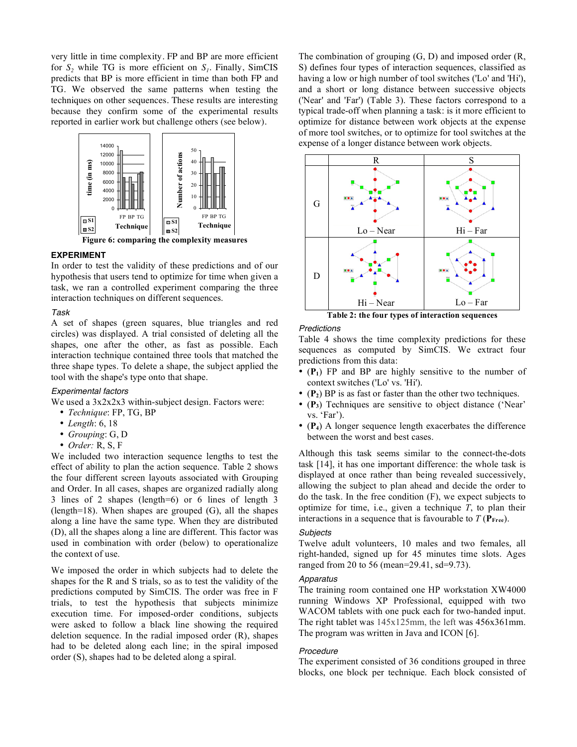very little in time complexity. FP and BP are more efficient for $S_2$ while TG is more efficient on $S_1$. Finally, SimCIS predicts that BP is more efficient in time than both FP and TG. We observed the same patterns when testing the techniques on other sequences. These results are interesting because they confirm some of the experimental results reported in earlier work but challenge others (see below).

**Figure 6: comparing the complexity measures**

## EXPERIMENT

In order to test the validity of these predictions and of our hypothesis that users tend to optimize for time when given a task, we ran a controlled experiment comparing the three interaction techniques on different sequences.

### *Task*

A set of shapes (green squares, blue triangles and red circles) was displayed. A trial consisted of deleting all the shapes, one after the other, as fast as possible. Each interaction technique contained three tools that matched the three shape types. To delete a shape, the subject applied the tool with the shape's type onto that shape.

### *Experimental factors*

We used a 3x2x2x3 within-subject design. Factors were:

- *Technique*: FP, TG, BP
- *Length*: 6, 18
- *Grouping*: G, D
- *Order:* R, S, F

We included two interaction sequence lengths to test the effect of ability to plan the action sequence. Table 2 shows the four different screen layouts associated with Grouping and Order. In all cases, shapes are organized radially along 3 lines of 2 shapes (length=6) or 6 lines of length 3 (length=18). When shapes are grouped (G), all the shapes along a line have the same type. When they are distributed (D), all the shapes along a line are different. This factor was used in combination with order (below) to operationalize the context of use.

We imposed the order in which subjects had to delete the shapes for the R and S trials, so as to test the validity of the predictions computed by SimCIS. The order was free in F trials, to test the hypothesis that subjects minimize execution time. For imposed-order conditions, subjects were asked to follow a black line showing the required deletion sequence. In the radial imposed order (R), shapes had to be deleted along each line; in the spiral imposed order (S), shapes had to be deleted along a spiral.

The combination of grouping (G, D) and imposed order (R, S) defines four types of interaction sequences, classified as having a low or high number of tool switches ('Lo' and 'Hi'), and a short or long distance between successive objects ('Near' and 'Far') (Table 3). These factors correspond to a typical trade-off when planning a task: is it more efficient to optimize for distance between work objects at the expense of more tool switches, or to optimize for tool switches at the expense of a longer distance between work objects.

| | R | S |
|---|---|---|
| G | Lo – Near | Hi – Far |
| D | Hi – Near | Lo – Far |

**Table 2: the four types of interaction sequences**

### *Predictions*

Table 4 shows the time complexity predictions for these sequences as computed by SimCIS. We extract four predictions from this data:

- (**P$_1$**) FP and BP are highly sensitive to the number of context switches ('Lo' vs. 'Hi').
- (**P$_2$**) BP is as fast or faster than the other two techniques.
- (**P$_3$**) Techniques are sensitive to object distance ('Near' vs. 'Far').
- (**P$_4$**) A longer sequence length exacerbates the difference between the worst and best cases.

Although this task seems similar to the connect-the-dots task [14], it has one important difference: the whole task is displayed at once rather than being revealed successively, allowing the subject to plan ahead and decide the order to do the task. In the free condition (F), we expect subjects to optimize for time, i.e., given a technique *T*, to plan their interactions in a sequence that is favourable to *T* (**P$_{Free}$**).

### *Subjects*

Twelve adult volunteers, 10 males and two females, all right-handed, signed up for 45 minutes time slots. Ages ranged from 20 to 56 (mean=29.41, sd=9.73).

### *Apparatus*

The training room contained one HP workstation XW4000 running Windows XP Professional, equipped with two WACOM tablets with one puck each for two-handed input. The right tablet was 145x125mm, the left was 456x361mm. The program was written in Java and ICON [6].

### *Procedure*

The experiment consisted of 36 conditions grouped in three blocks, one block per technique. Each block consisted of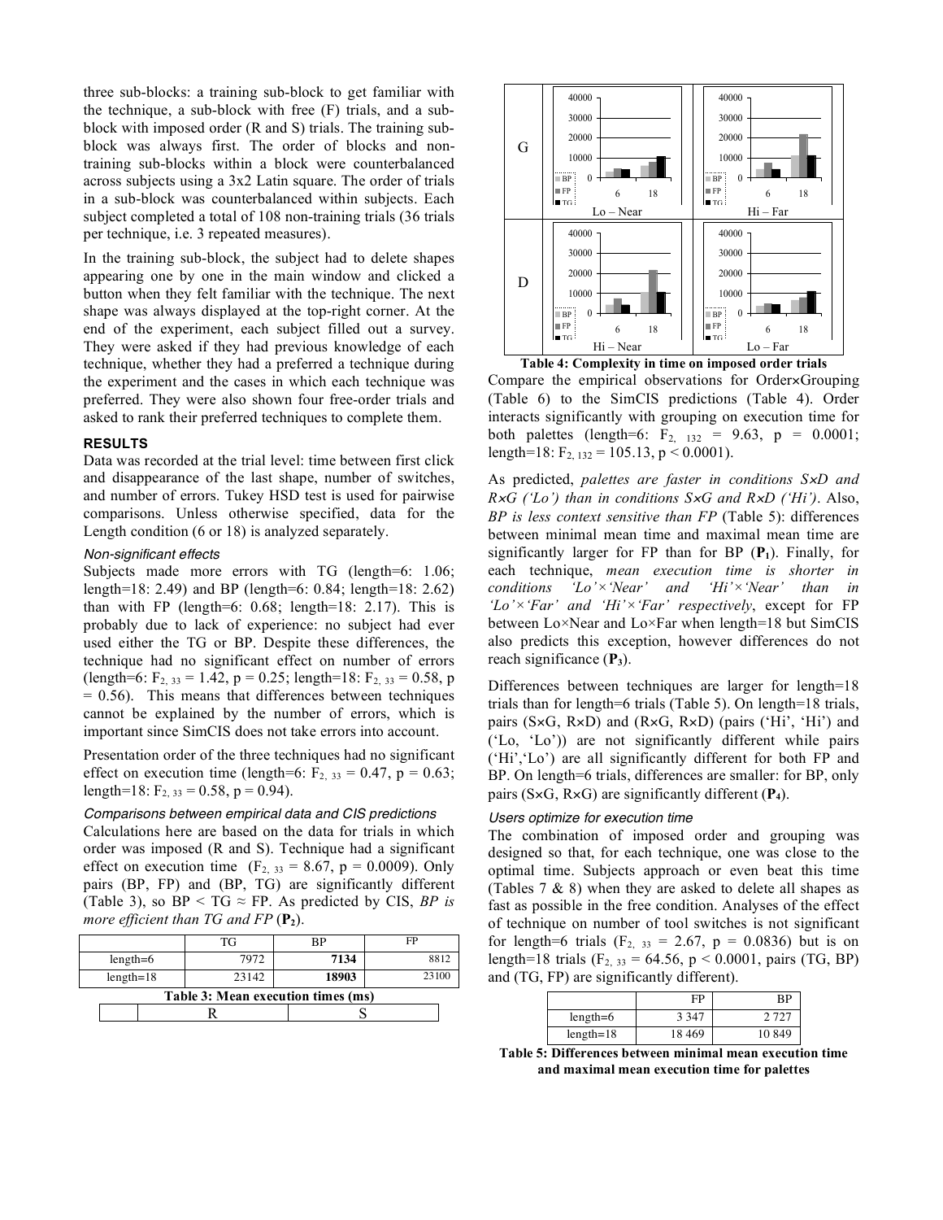three sub-blocks: a training sub-block to get familiar with the technique, a sub-block with free (F) trials, and a sub-block with imposed order (R and S) trials. The training sub-block was always first. The order of blocks and non-training sub-blocks within a block were counterbalanced across subjects using a 3x2 Latin square. The order of trials in a sub-block was counterbalanced within subjects. Each subject completed a total of 108 non-training trials (36 trials per technique, i.e. 3 repeated measures).

In the training sub-block, the subject had to delete shapes appearing one by one in the main window and clicked a button when they felt familiar with the technique. The next shape was always displayed at the top-right corner. At the end of the experiment, each subject filled out a survey. They were asked if they had previous knowledge of each technique, whether they had a preferred a technique during the experiment and the cases in which each technique was preferred. They were also shown four free-order trials and asked to rank their preferred techniques to complete them.

## RESULTS

Data was recorded at the trial level: time between first click and disappearance of the last shape, number of switches, and number of errors. Tukey HSD test is used for pairwise comparisons. Unless otherwise specified, data for the Length condition (6 or 18) is analyzed separately.

### *Non-significant effects*

Subjects made more errors with TG (length=6: 1.06; length=18: 2.49) and BP (length=6: 0.84; length=18: 2.62) than with FP (length=6: 0.68; length=18: 2.17). This is probably due to lack of experience: no subject had ever used either the TG or BP. Despite these differences, the technique had no significant effect on number of errors (length=6: $F_{2,33} = 1.42$, $p = 0.25$; length=18: $F_{2,33} = 0.58$, $p = 0.56$). This means that differences between techniques cannot be explained by the number of errors, which is important since SimCIS does not take errors into account.

Presentation order of the three techniques had no significant effect on execution time (length=6: $F_{2,33} = 0.47$, $p = 0.63$; length=18: $F_{2,33} = 0.58$, $p = 0.94$).

### *Comparisons between empirical data and CIS predictions*

Calculations here are based on the data for trials in which order was imposed (R and S). Technique had a significant effect on execution time ($F_{2,33} = 8.67$, $p = 0.0009$). Only pairs (BP, FP) and (BP, TG) are significantly different (Table 3), so BP < TG ≈ FP. As predicted by CIS, *BP is more efficient than TG and FP* (**P₂**).

| | TG | BP | FP |
|---|---|---|---|
| length=6 | 7972 | **7134** | 8812 |
| length=18 | 23142 | **18903** | 23100 |

**Table 3: Mean execution times (ms)**

| | R | S |
|---|---|---|

| | Lo – Near / Hi – Near | Hi – Far / Lo – Far |
|---|---|---|
| G | Lo – Near | Hi – Far |
| D | Hi – Near | Lo – Far |

**Table 4: Complexity in time on imposed order trials**

Compare the empirical observations for Order×Grouping (Table 6) to the SimCIS predictions (Table 4). Order interacts significantly with grouping on execution time for both palettes (length=6: $F_{2,132} = 9.63$, $p = 0.0001$; length=18: $F_{2,132} = 105.13$, $p < 0.0001$).

As predicted, *palettes are faster in conditions S×D and R×G ('Lo') than in conditions S×G and R×D ('Hi')*. Also, *BP is less context sensitive than FP* (Table 5): differences between minimal mean time and maximal mean time are significantly larger for FP than for BP (**P₁**). Finally, for each technique, *mean execution time is shorter in conditions 'Lo'×'Near' and 'Hi'×'Near' than in 'Lo'×'Far' and 'Hi'×'Far' respectively*, except for FP between Lo×Near and Lo×Far when length=18 but SimCIS also predicts this exception, however differences do not reach significance (**P₃**).

Differences between techniques are larger for length=18 trials than for length=6 trials (Table 5). On length=18 trials, pairs (S×G, R×D) and (R×G, R×D) (pairs ('Hi', 'Hi') and ('Lo, 'Lo')) are not significantly different while pairs ('Hi','Lo') are all significantly different for both FP and BP. On length=6 trials, differences are smaller: for BP, only pairs (S×G, R×G) are significantly different (**P₄**).

### *Users optimize for execution time*

The combination of imposed order and grouping was designed so that, for each technique, one was close to the optimal time. Subjects approach or even beat this time (Tables 7 & 8) when they are asked to delete all shapes as fast as possible in the free condition. Analyses of the effect of technique on number of tool switches is not significant for length=6 trials ($F_{2,33} = 2.67$, $p = 0.0836$) but is on length=18 trials ($F_{2,33} = 64.56$, $p < 0.0001$, pairs (TG, BP) and (TG, FP) are significantly different).

| | FP | BP |
|---|---|---|
| length=6 | 3 347 | 2 727 |
| length=18 | 18 469 | 10 849 |

**Table 5: Differences between minimal mean execution time and maximal mean execution time for palettes**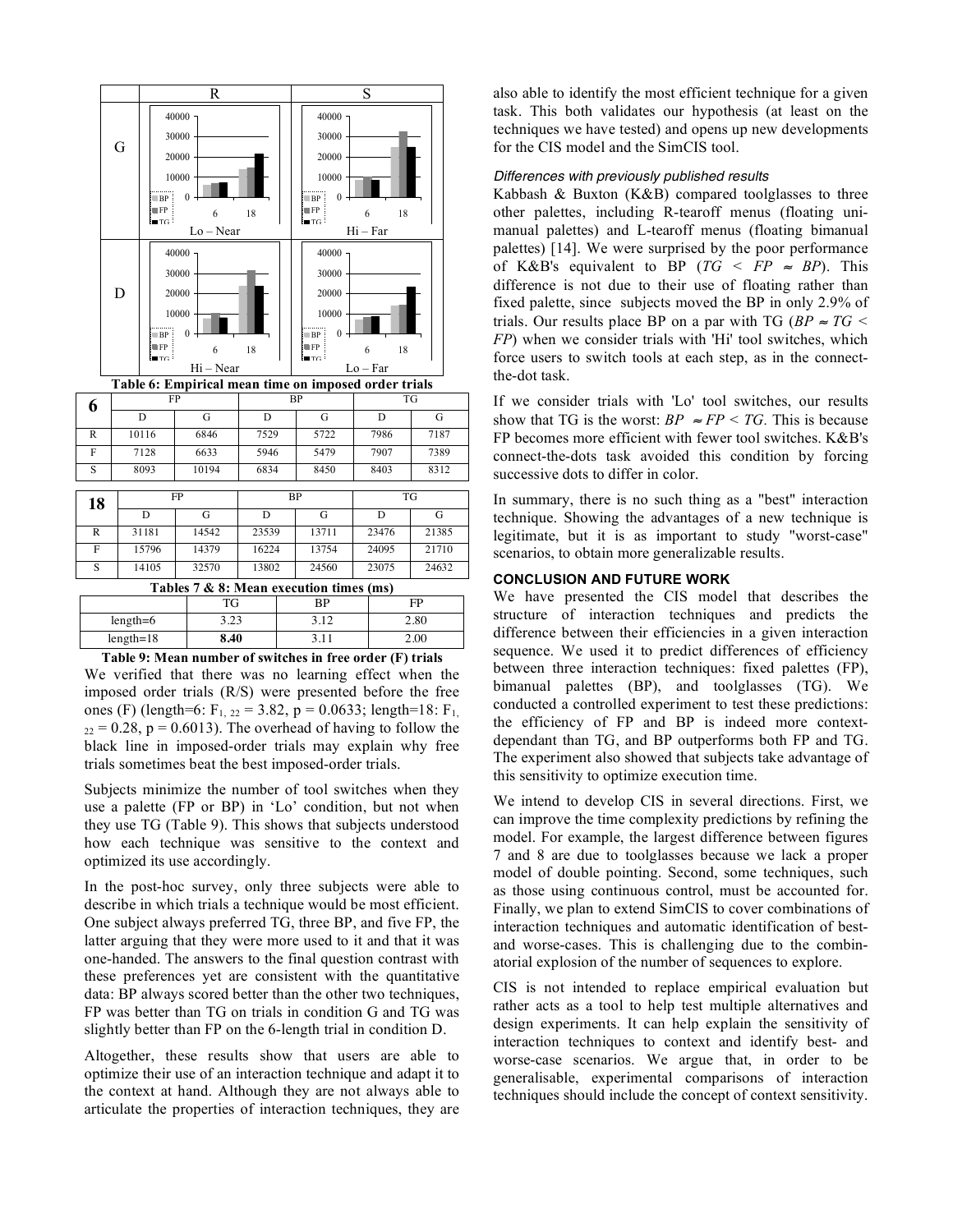**Table 6: Empirical mean time on imposed order trials**

| 6 | FP | | BP | | TG | |
|---|---|---|---|---|---|---|
| | D | G | D | G | D | G |
| R | 10116 | 6846 | 7529 | 5722 | 7986 | 7187 |
| F | 7128 | 6633 | 5946 | 5479 | 7907 | 7389 |
| S | 8093 | 10194 | 6834 | 8450 | 8403 | 8312 |

| 18 | FP | | BP | | TG | |
|---|---|---|---|---|---|---|
| | D | G | D | G | D | G |
| R | 31181 | 14542 | 23539 | 13711 | 23476 | 21385 |
| F | 15796 | 14379 | 16224 | 13754 | 24095 | 21710 |
| S | 14105 | 32570 | 13802 | 24560 | 23075 | 24632 |

**Tables 7 & 8: Mean execution times (ms)**

| | TG | BP | FP |
|---|---|---|---|
| length=6 | 3.23 | 3.12 | 2.80 |
| length=18 | **8.40** | 3.11 | 2.00 |

**Table 9: Mean number of switches in free order (F) trials**

We verified that there was no learning effect when the imposed order trials (R/S) were presented before the free ones (F) (length=6: $F_{1,\ 22} = 3.82$, $p = 0.0633$; length=18: $F_{1,\ 22} = 0.28$, $p = 0.6013$). The overhead of having to follow the black line in imposed-order trials may explain why free trials sometimes beat the best imposed-order trials.

Subjects minimize the number of tool switches when they use a palette (FP or BP) in 'Lo' condition, but not when they use TG (Table 9). This shows that subjects understood how each technique was sensitive to the context and optimized its use accordingly.

In the post-hoc survey, only three subjects were able to describe in which trials a technique would be most efficient. One subject always preferred TG, three BP, and five FP, the latter arguing that they were more used to it and that it was one-handed. The answers to the final question contrast with these preferences yet are consistent with the quantitative data: BP always scored better than the other two techniques, FP was better than TG on trials in condition G and TG was slightly better than FP on the 6-length trial in condition D.

Altogether, these results show that users are able to optimize their use of an interaction technique and adapt it to the context at hand. Although they are not always able to articulate the properties of interaction techniques, they are also able to identify the most efficient technique for a given task. This both validates our hypothesis (at least on the techniques we have tested) and opens up new developments for the CIS model and the SimCIS tool.

#### *Differences with previously published results*

Kabbash & Buxton (K&B) compared toolglasses to three other palettes, including R-tearoff menus (floating unimanual palettes) and L-tearoff menus (floating bimanual palettes) [14]. We were surprised by the poor performance of K&B's equivalent to BP ($TG < FP \approx BP$). This difference is not due to their use of floating rather than fixed palette, since subjects moved the BP in only 2.9% of trials. Our results place BP on a par with TG ($BP \approx TG < FP$) when we consider trials with 'Hi' tool switches, which force users to switch tools at each step, as in the connect-the-dot task.

If we consider trials with 'Lo' tool switches, our results show that TG is the worst: $BP \approx FP < TG$. This is because FP becomes more efficient with fewer tool switches. K&B's connect-the-dots task avoided this condition by forcing successive dots to differ in color.

In summary, there is no such thing as a "best" interaction technique. Showing the advantages of a new technique is legitimate, but it is as important to study "worst-case" scenarios, to obtain more generalizable results.

### CONCLUSION AND FUTURE WORK

We have presented the CIS model that describes the structure of interaction techniques and predicts the difference between their efficiencies in a given interaction sequence. We used it to predict differences of efficiency between three interaction techniques: fixed palettes (FP), bimanual palettes (BP), and toolglasses (TG). We conducted a controlled experiment to test these predictions: the efficiency of FP and BP is indeed more context-dependant than TG, and BP outperforms both FP and TG. The experiment also showed that subjects take advantage of this sensitivity to optimize execution time.

We intend to develop CIS in several directions. First, we can improve the time complexity predictions by refining the model. For example, the largest difference between figures 7 and 8 are due to toolglasses because we lack a proper model of double pointing. Second, some techniques, such as those using continuous control, must be accounted for. Finally, we plan to extend SimCIS to cover combinations of interaction techniques and automatic identification of best- and worse-cases. This is challenging due to the combinatorial explosion of the number of sequences to explore.

CIS is not intended to replace empirical evaluation but rather acts as a tool to help test multiple alternatives and design experiments. It can help explain the sensitivity of interaction techniques to context and identify best- and worse-case scenarios. We argue that, in order to be generalisable, experimental comparisons of interaction techniques should include the concept of context sensitivity.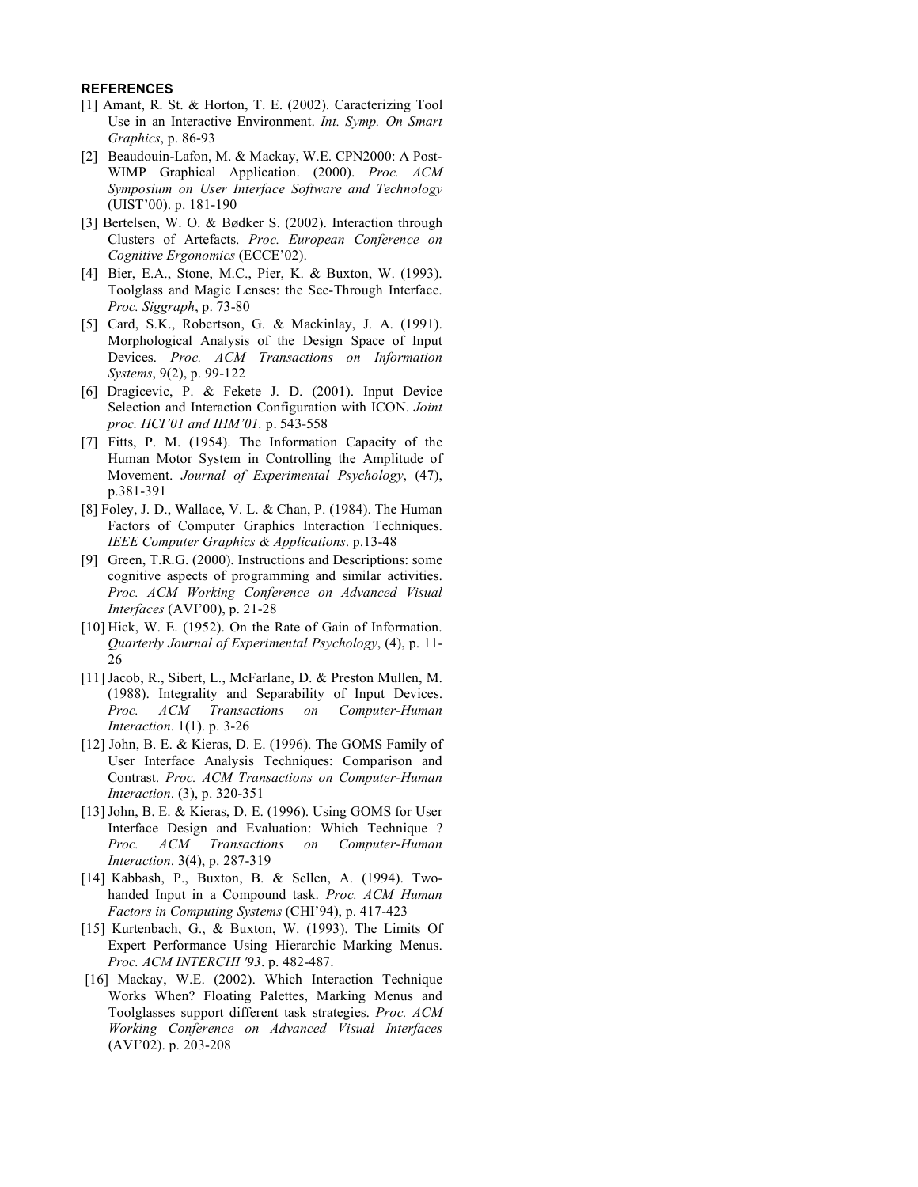## REFERENCES

[1] Amant, R. St. & Horton, T. E. (2002). Caracterizing Tool Use in an Interactive Environment. *Int. Symp. On Smart Graphics*, p. 86-93

[2] Beaudouin-Lafon, M. & Mackay, W.E. CPN2000: A Post-WIMP Graphical Application. (2000). *Proc. ACM Symposium on User Interface Software and Technology* (UIST'00). p. 181-190

[3] Bertelsen, W. O. & Bødker S. (2002). Interaction through Clusters of Artefacts. *Proc. European Conference on Cognitive Ergonomics* (ECCE'02).

[4] Bier, E.A., Stone, M.C., Pier, K. & Buxton, W. (1993). Toolglass and Magic Lenses: the See-Through Interface. *Proc. Siggraph*, p. 73-80

[5] Card, S.K., Robertson, G. & Mackinlay, J. A. (1991). Morphological Analysis of the Design Space of Input Devices. *Proc. ACM Transactions on Information Systems*, 9(2), p. 99-122

[6] Dragicevic, P. & Fekete J. D. (2001). Input Device Selection and Interaction Configuration with ICON. *Joint proc. HCI'01 and IHM'01.* p. 543-558

[7] Fitts, P. M. (1954). The Information Capacity of the Human Motor System in Controlling the Amplitude of Movement. *Journal of Experimental Psychology*, (47), p.381-391

[8] Foley, J. D., Wallace, V. L. & Chan, P. (1984). The Human Factors of Computer Graphics Interaction Techniques. *IEEE Computer Graphics & Applications*. p.13-48

[9] Green, T.R.G. (2000). Instructions and Descriptions: some cognitive aspects of programming and similar activities. *Proc. ACM Working Conference on Advanced Visual Interfaces* (AVI'00), p. 21-28

[10] Hick, W. E. (1952). On the Rate of Gain of Information. *Quarterly Journal of Experimental Psychology*, (4), p. 11-26

[11] Jacob, R., Sibert, L., McFarlane, D. & Preston Mullen, M. (1988). Integrality and Separability of Input Devices. *Proc. ACM Transactions on Computer-Human Interaction*. 1(1). p. 3-26

[12] John, B. E. & Kieras, D. E. (1996). The GOMS Family of User Interface Analysis Techniques: Comparison and Contrast. *Proc. ACM Transactions on Computer-Human Interaction*. (3), p. 320-351

[13] John, B. E. & Kieras, D. E. (1996). Using GOMS for User Interface Design and Evaluation: Which Technique ? *Proc. ACM Transactions on Computer-Human Interaction*. 3(4), p. 287-319

[14] Kabbash, P., Buxton, B. & Sellen, A. (1994). Two-handed Input in a Compound task. *Proc. ACM Human Factors in Computing Systems* (CHI'94), p. 417-423

[15] Kurtenbach, G., & Buxton, W. (1993). The Limits Of Expert Performance Using Hierarchic Marking Menus. *Proc. ACM INTERCHI '93*. p. 482-487.

[16] Mackay, W.E. (2002). Which Interaction Technique Works When? Floating Palettes, Marking Menus and Toolglasses support different task strategies. *Proc. ACM Working Conference on Advanced Visual Interfaces* (AVI'02). p. 203-208